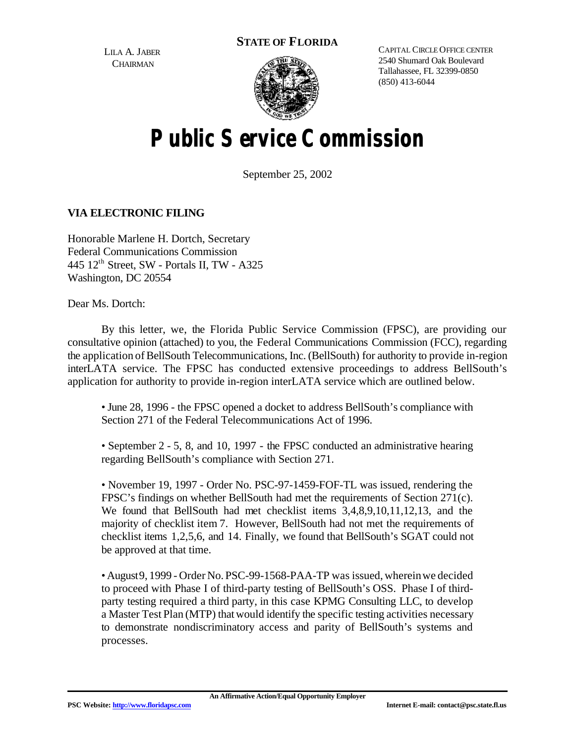LILA A. JABER
CHAIRMAN

**STATE OF FLORIDA**

CAPITAL CIRCLE OFFICE CENTER
2540 Shumard Oak Boulevard
Tallahassee, FL 32399-0850
(850) 413-6044

# Public Service Commission

September 25, 2002

**VIA ELECTRONIC FILING**

Honorable Marlene H. Dortch, Secretary
Federal Communications Commission
445 12th Street, SW - Portals II, TW - A325
Washington, DC 20554

Dear Ms. Dortch:

By this letter, we, the Florida Public Service Commission (FPSC), are providing our consultative opinion (attached) to you, the Federal Communications Commission (FCC), regarding the application of BellSouth Telecommunications, Inc. (BellSouth) for authority to provide in-region interLATA service. The FPSC has conducted extensive proceedings to address BellSouth's application for authority to provide in-region interLATA service which are outlined below.

- June 28, 1996 - the FPSC opened a docket to address BellSouth's compliance with Section 271 of the Federal Telecommunications Act of 1996.

- September 2 - 5, 8, and 10, 1997 - the FPSC conducted an administrative hearing regarding BellSouth's compliance with Section 271.

- November 19, 1997 - Order No. PSC-97-1459-FOF-TL was issued, rendering the FPSC's findings on whether BellSouth had met the requirements of Section 271(c). We found that BellSouth had met checklist items 3,4,8,9,10,11,12,13, and the majority of checklist item 7. However, BellSouth had not met the requirements of checklist items 1,2,5,6, and 14. Finally, we found that BellSouth's SGAT could not be approved at that time.

- August 9, 1999 - Order No. PSC-99-1568-PAA-TP was issued, wherein we decided to proceed with Phase I of third-party testing of BellSouth's OSS. Phase I of third-party testing required a third party, in this case KPMG Consulting LLC, to develop a Master Test Plan (MTP) that would identify the specific testing activities necessary to demonstrate nondiscriminatory access and parity of BellSouth's systems and processes.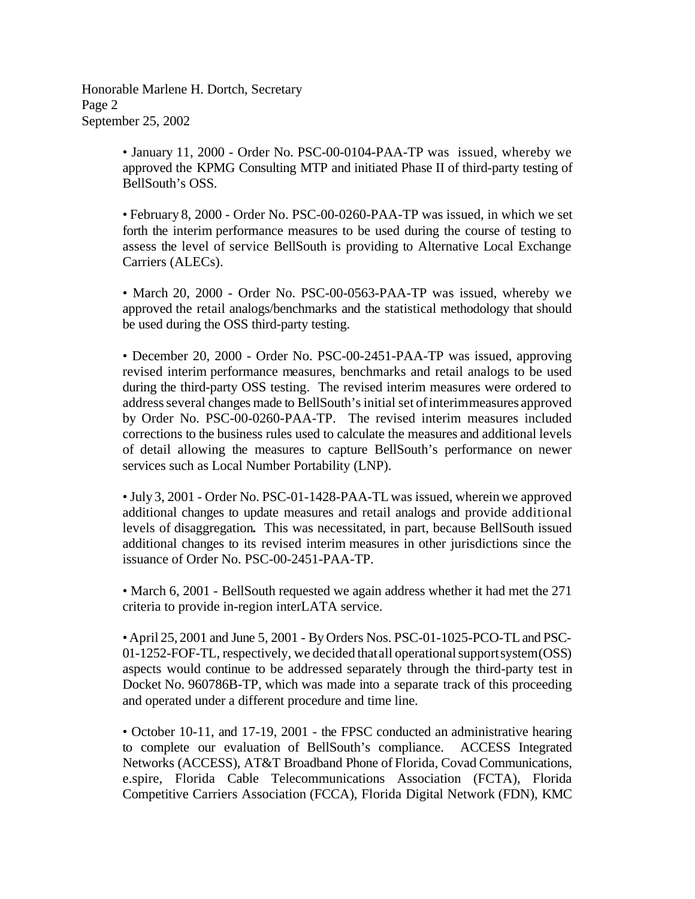• January 11, 2000 - Order No. PSC-00-0104-PAA-TP was issued, whereby we approved the KPMG Consulting MTP and initiated Phase II of third-party testing of BellSouth's OSS.

• February 8, 2000 - Order No. PSC-00-0260-PAA-TP was issued, in which we set forth the interim performance measures to be used during the course of testing to assess the level of service BellSouth is providing to Alternative Local Exchange Carriers (ALECs).

• March 20, 2000 - Order No. PSC-00-0563-PAA-TP was issued, whereby we approved the retail analogs/benchmarks and the statistical methodology that should be used during the OSS third-party testing.

• December 20, 2000 - Order No. PSC-00-2451-PAA-TP was issued, approving revised interim performance measures, benchmarks and retail analogs to be used during the third-party OSS testing. The revised interim measures were ordered to address several changes made to BellSouth's initial set of interim measures approved by Order No. PSC-00-0260-PAA-TP. The revised interim measures included corrections to the business rules used to calculate the measures and additional levels of detail allowing the measures to capture BellSouth's performance on newer services such as Local Number Portability (LNP).

• July 3, 2001 - Order No. PSC-01-1428-PAA-TL was issued, wherein we approved additional changes to update measures and retail analogs and provide additional levels of disaggregation**.** This was necessitated, in part, because BellSouth issued additional changes to its revised interim measures in other jurisdictions since the issuance of Order No. PSC-00-2451-PAA-TP.

• March 6, 2001 - BellSouth requested we again address whether it had met the 271 criteria to provide in-region interLATA service.

• April 25, 2001 and June 5, 2001 - By Orders Nos. PSC-01-1025-PCO-TL and PSC-01-1252-FOF-TL, respectively, we decided that all operational support system (OSS) aspects would continue to be addressed separately through the third-party test in Docket No. 960786B-TP, which was made into a separate track of this proceeding and operated under a different procedure and time line.

• October 10-11, and 17-19, 2001 - the FPSC conducted an administrative hearing to complete our evaluation of BellSouth's compliance. ACCESS Integrated Networks (ACCESS), AT&T Broadband Phone of Florida, Covad Communications, e.spire, Florida Cable Telecommunications Association (FCTA), Florida Competitive Carriers Association (FCCA), Florida Digital Network (FDN), KMC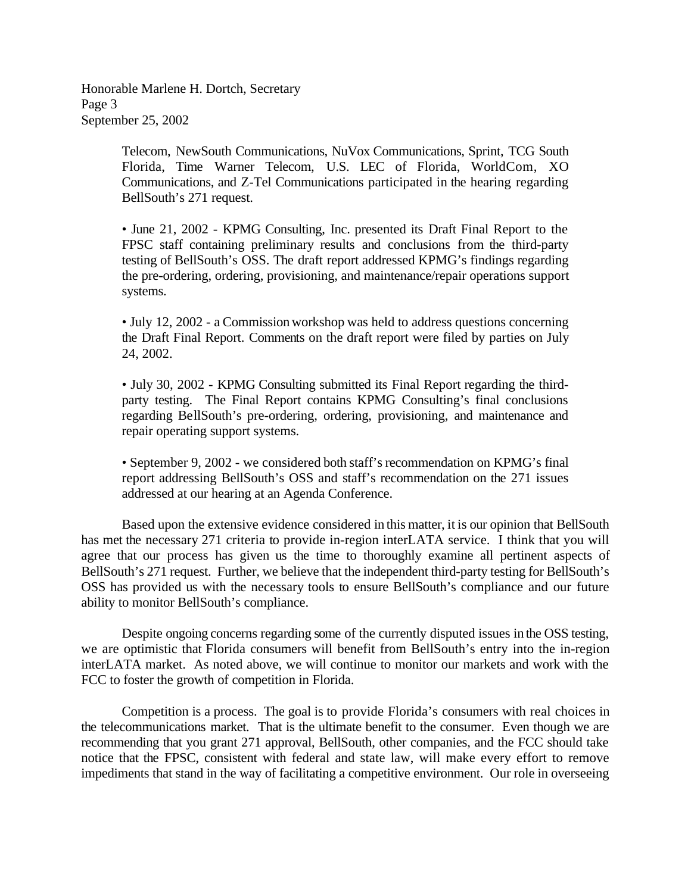Telecom, NewSouth Communications, NuVox Communications, Sprint, TCG South Florida, Time Warner Telecom, U.S. LEC of Florida, WorldCom, XO Communications, and Z-Tel Communications participated in the hearing regarding BellSouth's 271 request.

• June 21, 2002 - KPMG Consulting, Inc. presented its Draft Final Report to the FPSC staff containing preliminary results and conclusions from the third-party testing of BellSouth's OSS. The draft report addressed KPMG's findings regarding the pre-ordering, ordering, provisioning, and maintenance/repair operations support systems.

• July 12, 2002 - a Commission workshop was held to address questions concerning the Draft Final Report. Comments on the draft report were filed by parties on July 24, 2002.

• July 30, 2002 - KPMG Consulting submitted its Final Report regarding the third-party testing. The Final Report contains KPMG Consulting's final conclusions regarding BellSouth's pre-ordering, ordering, provisioning, and maintenance and repair operating support systems.

• September 9, 2002 - we considered both staff's recommendation on KPMG's final report addressing BellSouth's OSS and staff's recommendation on the 271 issues addressed at our hearing at an Agenda Conference.

Based upon the extensive evidence considered in this matter, it is our opinion that BellSouth has met the necessary 271 criteria to provide in-region interLATA service. I think that you will agree that our process has given us the time to thoroughly examine all pertinent aspects of BellSouth's 271 request. Further, we believe that the independent third-party testing for BellSouth's OSS has provided us with the necessary tools to ensure BellSouth's compliance and our future ability to monitor BellSouth's compliance.

Despite ongoing concerns regarding some of the currently disputed issues in the OSS testing, we are optimistic that Florida consumers will benefit from BellSouth's entry into the in-region interLATA market. As noted above, we will continue to monitor our markets and work with the FCC to foster the growth of competition in Florida.

Competition is a process. The goal is to provide Florida's consumers with real choices in the telecommunications market. That is the ultimate benefit to the consumer. Even though we are recommending that you grant 271 approval, BellSouth, other companies, and the FCC should take notice that the FPSC, consistent with federal and state law, will make every effort to remove impediments that stand in the way of facilitating a competitive environment. Our role in overseeing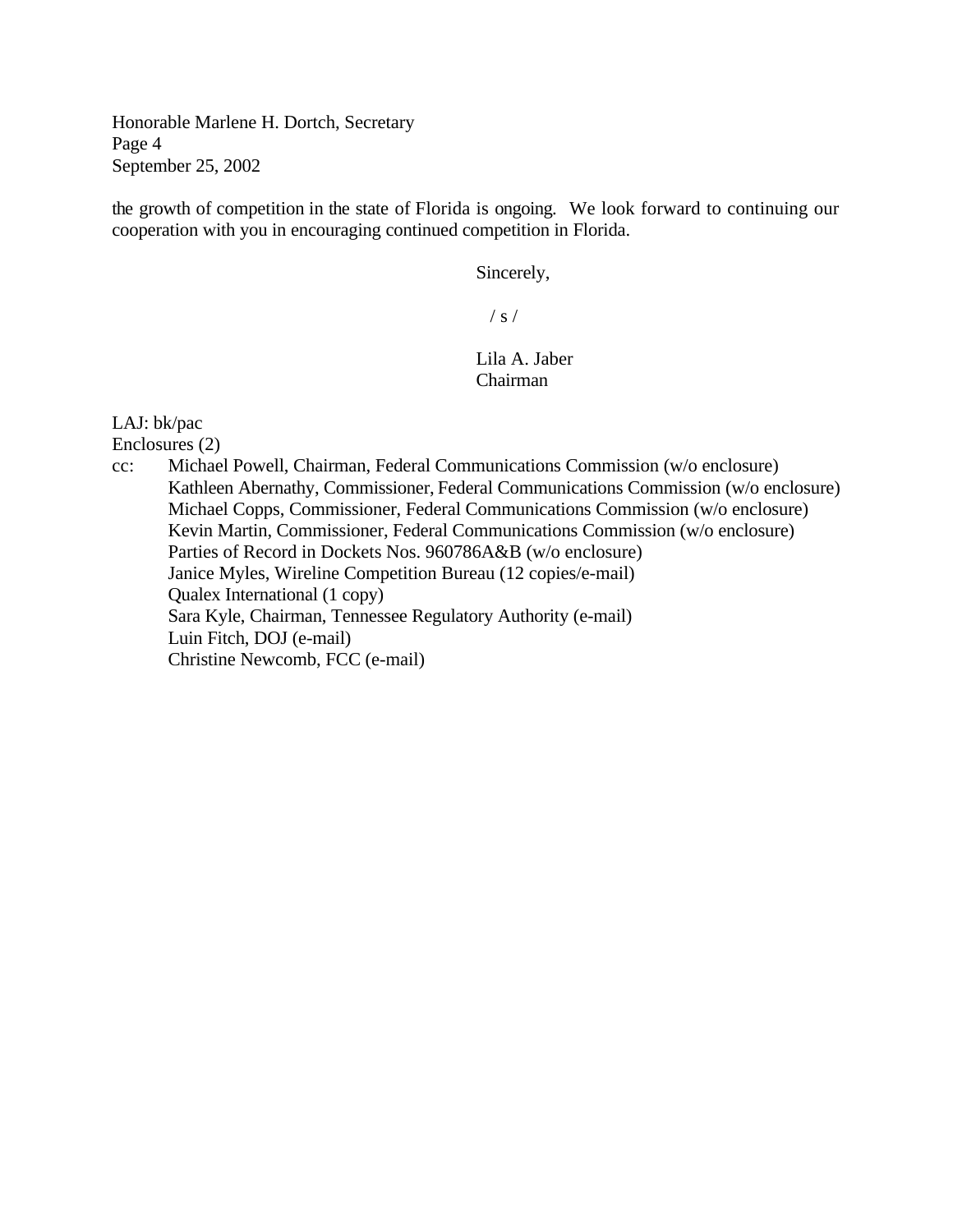Honorable Marlene H. Dortch, Secretary
Page 4
September 25, 2002

the growth of competition in the state of Florida is ongoing. We look forward to continuing our cooperation with you in encouraging continued competition in Florida.

Sincerely,

/ s /

Lila A. Jaber
Chairman

LAJ: bk/pac
Enclosures (2)

cc: Michael Powell, Chairman, Federal Communications Commission (w/o enclosure)
Kathleen Abernathy, Commissioner, Federal Communications Commission (w/o enclosure)
Michael Copps, Commissioner, Federal Communications Commission (w/o enclosure)
Kevin Martin, Commissioner, Federal Communications Commission (w/o enclosure)
Parties of Record in Dockets Nos. 960786A&B (w/o enclosure)
Janice Myles, Wireline Competition Bureau (12 copies/e-mail)
Qualex International (1 copy)
Sara Kyle, Chairman, Tennessee Regulatory Authority (e-mail)
Luin Fitch, DOJ (e-mail)
Christine Newcomb, FCC (e-mail)